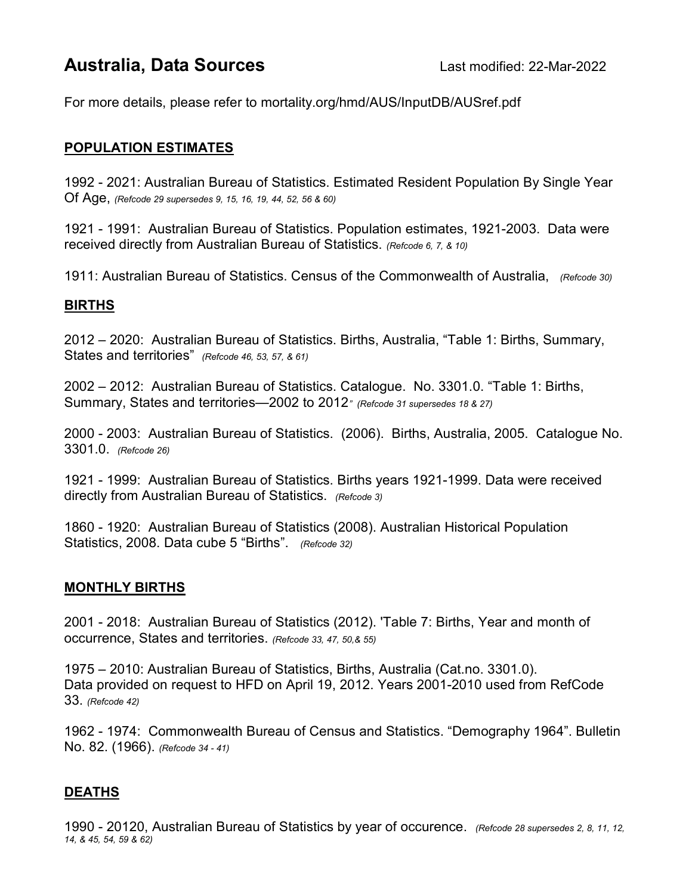# Australia, Data Sources

Last modified: 22-Mar-2022

For more details, please refer to mortality.org/hmd/AUS/InputDB/AUSref.pdf

## POPULATION ESTIMATES

1992 - 2021: Australian Bureau of Statistics. Estimated Resident Population By Single Year Of Age, *(Refcode 29 supersedes 9, 15, 16, 19, 44, 52, 56 & 60)*

1921 - 1991: Australian Bureau of Statistics. Population estimates, 1921-2003. Data were received directly from Australian Bureau of Statistics. *(Refcode 6, 7, & 10)*

1911: Australian Bureau of Statistics. Census of the Commonwealth of Australia, *(Refcode 30)*

## BIRTHS

2012 – 2020: Australian Bureau of Statistics. Births, Australia, "Table 1: Births, Summary, States and territories" *(Refcode 46, 53, 57, & 61)*

2002 – 2012: Australian Bureau of Statistics. Catalogue. No. 3301.0. "Table 1: Births, Summary, States and territories—2002 to 2012*" (Refcode 31 supersedes 18 & 27)*

2000 - 2003: Australian Bureau of Statistics. (2006). Births, Australia, 2005. Catalogue No. 3301.0. *(Refcode 26)*

1921 - 1999: Australian Bureau of Statistics. Births years 1921-1999. Data were received directly from Australian Bureau of Statistics. *(Refcode 3)*

1860 - 1920: Australian Bureau of Statistics (2008). Australian Historical Population Statistics, 2008. Data cube 5 "Births". *(Refcode 32)*

## MONTHLY BIRTHS

2001 - 2018: Australian Bureau of Statistics (2012). 'Table 7: Births, Year and month of occurrence, States and territories. *(Refcode 33, 47, 50,& 55)*

1975 – 2010: Australian Bureau of Statistics, Births, Australia (Cat.no. 3301.0). Data provided on request to HFD on April 19, 2012. Years 2001-2010 used from RefCode 33. *(Refcode 42)*

1962 - 1974: Commonwealth Bureau of Census and Statistics. "Demography 1964". Bulletin No. 82. (1966). *(Refcode 34 - 41)*

## DEATHS

1990 - 20120, Australian Bureau of Statistics by year of occurence. *(Refcode 28 supersedes 2, 8, 11, 12, 14, & 45, 54, 59 & 62)*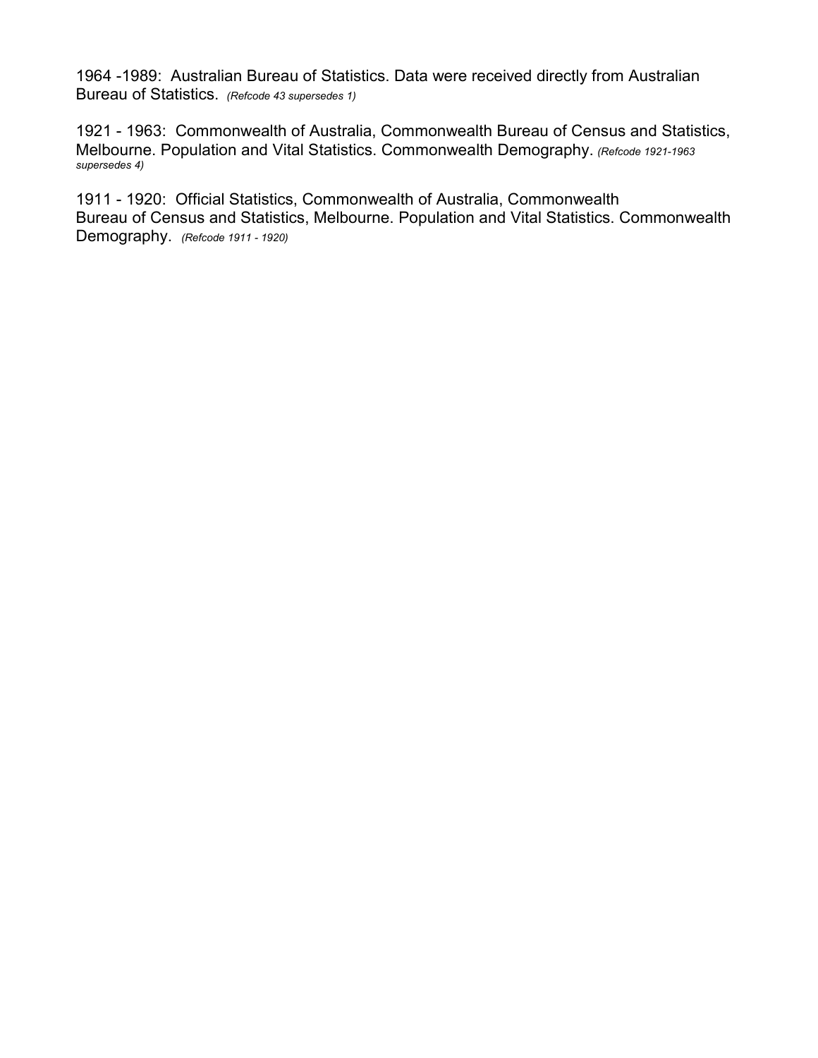1964 -1989: Australian Bureau of Statistics. Data were received directly from Australian Bureau of Statistics. *(Refcode 43 supersedes 1)*

1921 - 1963: Commonwealth of Australia, Commonwealth Bureau of Census and Statistics, Melbourne. Population and Vital Statistics. Commonwealth Demography. *(Refcode 1921-1963 supersedes 4)*

1911 - 1920: Official Statistics, Commonwealth of Australia, Commonwealth Bureau of Census and Statistics, Melbourne. Population and Vital Statistics. Commonwealth Demography. *(Refcode 1911 - 1920)*